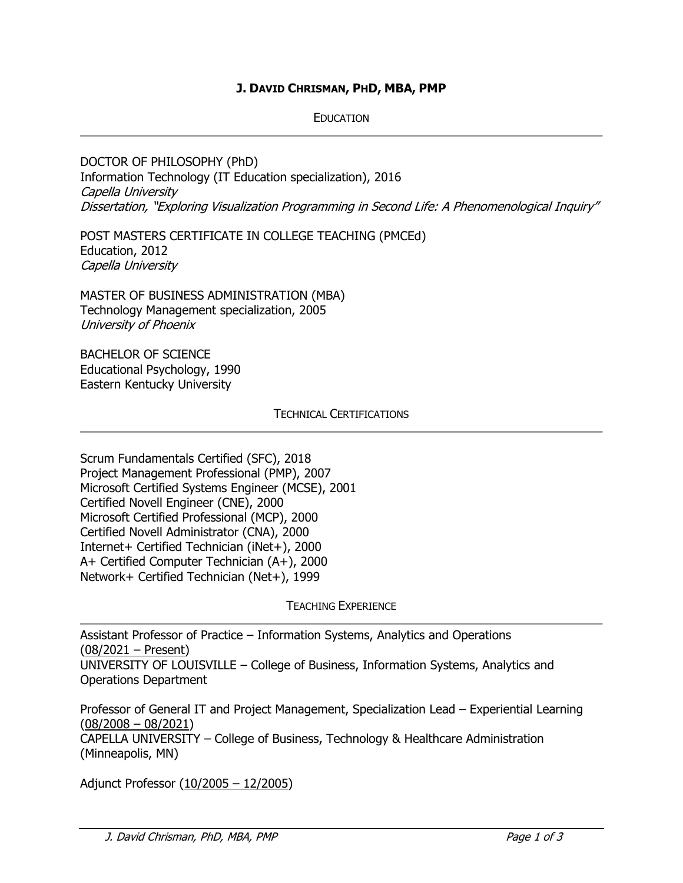# J. David Chrisman, PhD, MBA, PMP

## Education

DOCTOR OF PHILOSOPHY (PhD)
Information Technology (IT Education specialization), 2016
*Capella University*
*Dissertation, "Exploring Visualization Programming in Second Life: A Phenomenological Inquiry"*

POST MASTERS CERTIFICATE IN COLLEGE TEACHING (PMCEd)
Education, 2012
*Capella University*

MASTER OF BUSINESS ADMINISTRATION (MBA)
Technology Management specialization, 2005
*University of Phoenix*

BACHELOR OF SCIENCE
Educational Psychology, 1990
Eastern Kentucky University

## Technical Certifications

Scrum Fundamentals Certified (SFC), 2018
Project Management Professional (PMP), 2007
Microsoft Certified Systems Engineer (MCSE), 2001
Certified Novell Engineer (CNE), 2000
Microsoft Certified Professional (MCP), 2000
Certified Novell Administrator (CNA), 2000
Internet+ Certified Technician (iNet+), 2000
A+ Certified Computer Technician (A+), 2000
Network+ Certified Technician (Net+), 1999

## Teaching Experience

Assistant Professor of Practice – Information Systems, Analytics and Operations
(08/2021 – Present)
UNIVERSITY OF LOUISVILLE – College of Business, Information Systems, Analytics and Operations Department

Professor of General IT and Project Management, Specialization Lead – Experiential Learning
(08/2008 – 08/2021)
CAPELLA UNIVERSITY – College of Business, Technology & Healthcare Administration (Minneapolis, MN)

Adjunct Professor (10/2005 – 12/2005)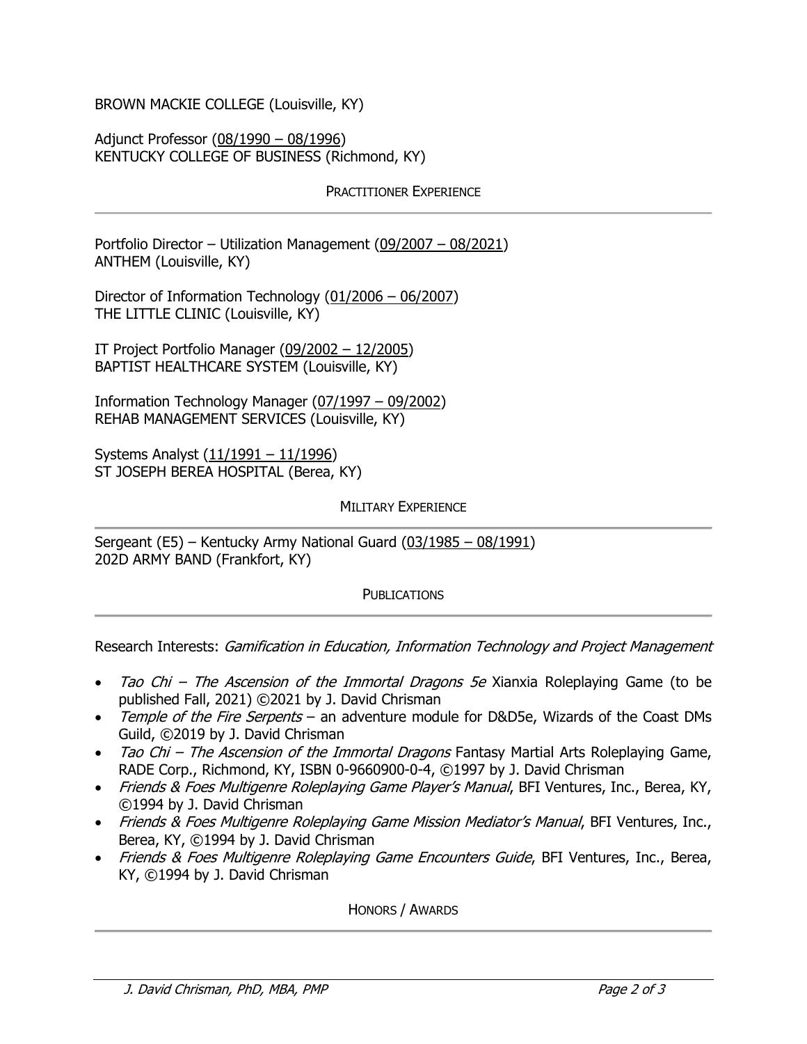BROWN MACKIE COLLEGE (Louisville, KY)

Adjunct Professor (08/1990 – 08/1996)
KENTUCKY COLLEGE OF BUSINESS (Richmond, KY)

## PRACTITIONER EXPERIENCE

Portfolio Director – Utilization Management (09/2007 – 08/2021)
ANTHEM (Louisville, KY)

Director of Information Technology (01/2006 – 06/2007)
THE LITTLE CLINIC (Louisville, KY)

IT Project Portfolio Manager (09/2002 – 12/2005)
BAPTIST HEALTHCARE SYSTEM (Louisville, KY)

Information Technology Manager (07/1997 – 09/2002)
REHAB MANAGEMENT SERVICES (Louisville, KY)

Systems Analyst (11/1991 – 11/1996)
ST JOSEPH BEREA HOSPITAL (Berea, KY)

## MILITARY EXPERIENCE

Sergeant (E5) – Kentucky Army National Guard (03/1985 – 08/1991)
202D ARMY BAND (Frankfort, KY)

## PUBLICATIONS

Research Interests: *Gamification in Education, Information Technology and Project Management*

- *Tao Chi – The Ascension of the Immortal Dragons 5e* Xianxia Roleplaying Game (to be published Fall, 2021) ©2021 by J. David Chrisman
- *Temple of the Fire Serpents* – an adventure module for D&D5e, Wizards of the Coast DMs Guild, ©2019 by J. David Chrisman
- *Tao Chi – The Ascension of the Immortal Dragons* Fantasy Martial Arts Roleplaying Game, RADE Corp., Richmond, KY, ISBN 0-9660900-0-4, ©1997 by J. David Chrisman
- *Friends & Foes Multigenre Roleplaying Game Player's Manual*, BFI Ventures, Inc., Berea, KY, ©1994 by J. David Chrisman
- *Friends & Foes Multigenre Roleplaying Game Mission Mediator's Manual*, BFI Ventures, Inc., Berea, KY, ©1994 by J. David Chrisman
- *Friends & Foes Multigenre Roleplaying Game Encounters Guide*, BFI Ventures, Inc., Berea, KY, ©1994 by J. David Chrisman

## HONORS / AWARDS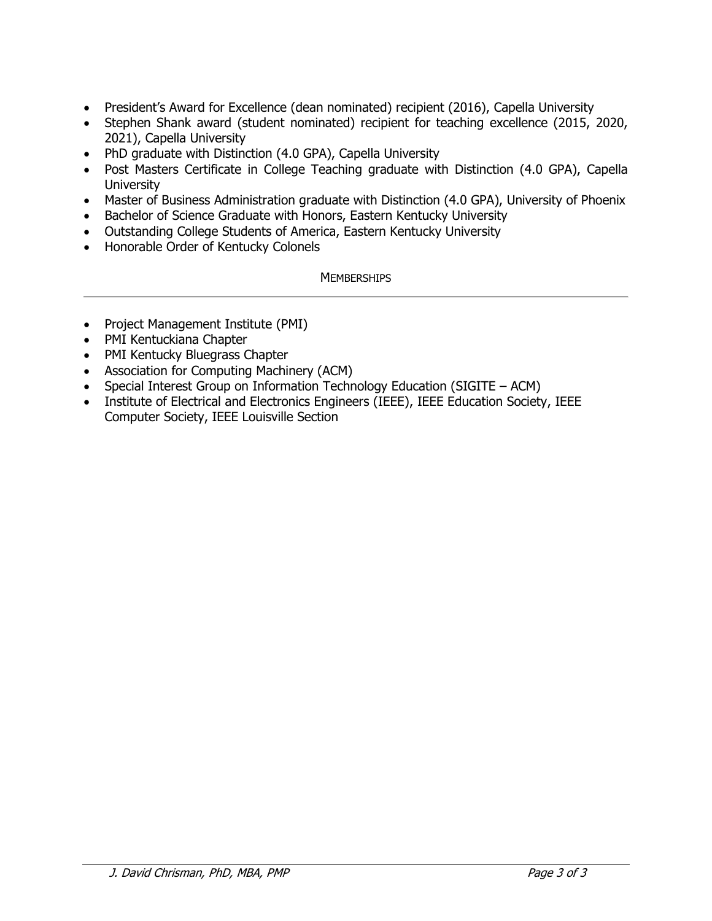- President's Award for Excellence (dean nominated) recipient (2016), Capella University
- Stephen Shank award (student nominated) recipient for teaching excellence (2015, 2020, 2021), Capella University
- PhD graduate with Distinction (4.0 GPA), Capella University
- Post Masters Certificate in College Teaching graduate with Distinction (4.0 GPA), Capella University
- Master of Business Administration graduate with Distinction (4.0 GPA), University of Phoenix
- Bachelor of Science Graduate with Honors, Eastern Kentucky University
- Outstanding College Students of America, Eastern Kentucky University
- Honorable Order of Kentucky Colonels

## Memberships

- Project Management Institute (PMI)
- PMI Kentuckiana Chapter
- PMI Kentucky Bluegrass Chapter
- Association for Computing Machinery (ACM)
- Special Interest Group on Information Technology Education (SIGITE – ACM)
- Institute of Electrical and Electronics Engineers (IEEE), IEEE Education Society, IEEE Computer Society, IEEE Louisville Section